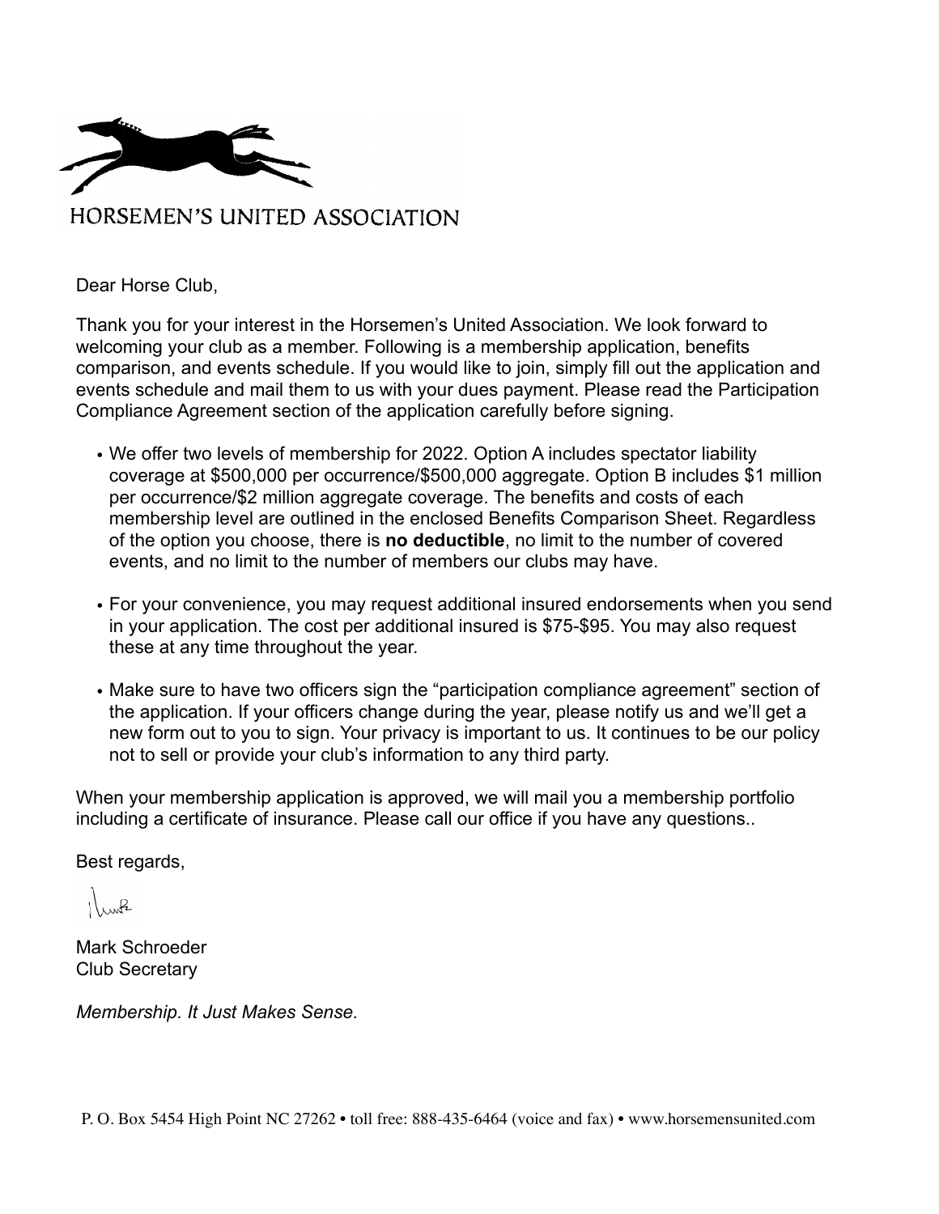# HORSEMEN'S UNITED ASSOCIATION

Dear Horse Club,

Thank you for your interest in the Horsemen's United Association. We look forward to welcoming your club as a member. Following is a membership application, benefits comparison, and events schedule. If you would like to join, simply fill out the application and events schedule and mail them to us with your dues payment. Please read the Participation Compliance Agreement section of the application carefully before signing.

- We offer two levels of membership for 2022. Option A includes spectator liability coverage at $500,000 per occurrence/$500,000 aggregate. Option B includes $1 million per occurrence/$2 million aggregate coverage. The benefits and costs of each membership level are outlined in the enclosed Benefits Comparison Sheet. Regardless of the option you choose, there is **no deductible**, no limit to the number of covered events, and no limit to the number of members our clubs may have.

- For your convenience, you may request additional insured endorsements when you send in your application. The cost per additional insured is $75-$95. You may also request these at any time throughout the year.

- Make sure to have two officers sign the "participation compliance agreement" section of the application. If your officers change during the year, please notify us and we'll get a new form out to you to sign. Your privacy is important to us. It continues to be our policy not to sell or provide your club's information to any third party.

When your membership application is approved, we will mail you a membership portfolio including a certificate of insurance. Please call our office if you have any questions..

Best regards,

Mark Schroeder
Club Secretary

*Membership. It Just Makes Sense.*

P. O. Box 5454 High Point NC 27262 • toll free: 888-435-6464 (voice and fax) • www.horsemensunited.com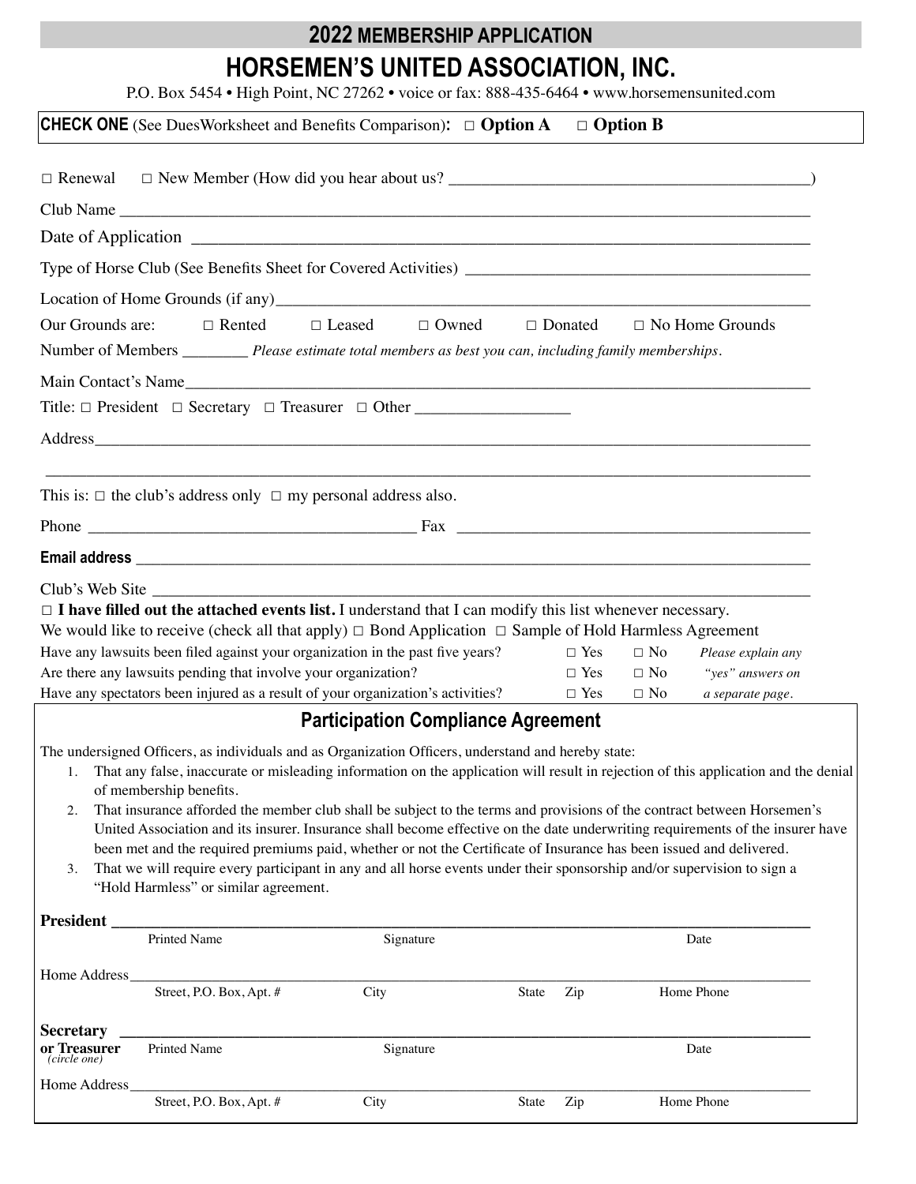# 2022 MEMBERSHIP APPLICATION

# HORSEMEN'S UNITED ASSOCIATION, INC.

P.O. Box 5454 • High Point, NC 27262 • voice or fax: 888-435-6464 • www.horsemensunited.com

**CHECK ONE** (See DuesWorksheet and Benefits Comparison)**:** □ **Option A** □ **Option B**

□ Renewal □ New Member (How did you hear about us? ___________________________________________)

Club Name ________________________________________________________________________________

Date of Application _________________________________________________________________________

Type of Horse Club (See Benefits Sheet for Covered Activities) ________________________________________

Location of Home Grounds (if any)______________________________________________________________

Our Grounds are: □ Rented □ Leased □ Owned □ Donated □ No Home Grounds

Number of Members ________ *Please estimate total members as best you can, including family memberships.*

Main Contact's Name_________________________________________________________________________

Title: □ President □ Secretary □ Treasurer □ Other __________________

Address___________________________________________________________________________________

__________________________________________________________________________________________

This is: □ the club's address only □ my personal address also.

Phone ________________________________________ Fax ___________________________________________

**Email address** _____________________________________________________________________________

Club's Web Site _____________________________________________________________________________

□ **I have filled out the attached events list.** I understand that I can modify this list whenever necessary.

We would like to receive (check all that apply) □ Bond Application □ Sample of Hold Harmless Agreement

| | | | |
|---|---|---|---|
| Have any lawsuits been filed against your organization in the past five years? | □ Yes | □ No | *Please explain any* |
| Are there any lawsuits pending that involve your organization? | □ Yes | □ No | *"yes" answers on* |
| Have any spectators been injured as a result of your organization's activities? | □ Yes | □ No | *a separate page.* |

## Participation Compliance Agreement

The undersigned Officers, as individuals and as Organization Officers, understand and hereby state:

1. That any false, inaccurate or misleading information on the application will result in rejection of this application and the denial of membership benefits.
2. That insurance afforded the member club shall be subject to the terms and provisions of the contract between Horsemen's United Association and its insurer. Insurance shall become effective on the date underwriting requirements of the insurer have been met and the required premiums paid, whether or not the Certificate of Insurance has been issued and delivered.
3. That we will require every participant in any and all horse events under their sponsorship and/or supervision to sign a "Hold Harmless" or similar agreement.

**President** ________________________________________________________________________________

Printed Name Signature Date

Home Address_______________________________________________________________________________

Street, P.O. Box, Apt. # City State Zip Home Phone

**Secretary or Treasurer** *(circle one)* ______________________________________________________________

Printed Name Signature Date

Home Address_______________________________________________________________________________

Street, P.O. Box, Apt. # City State Zip Home Phone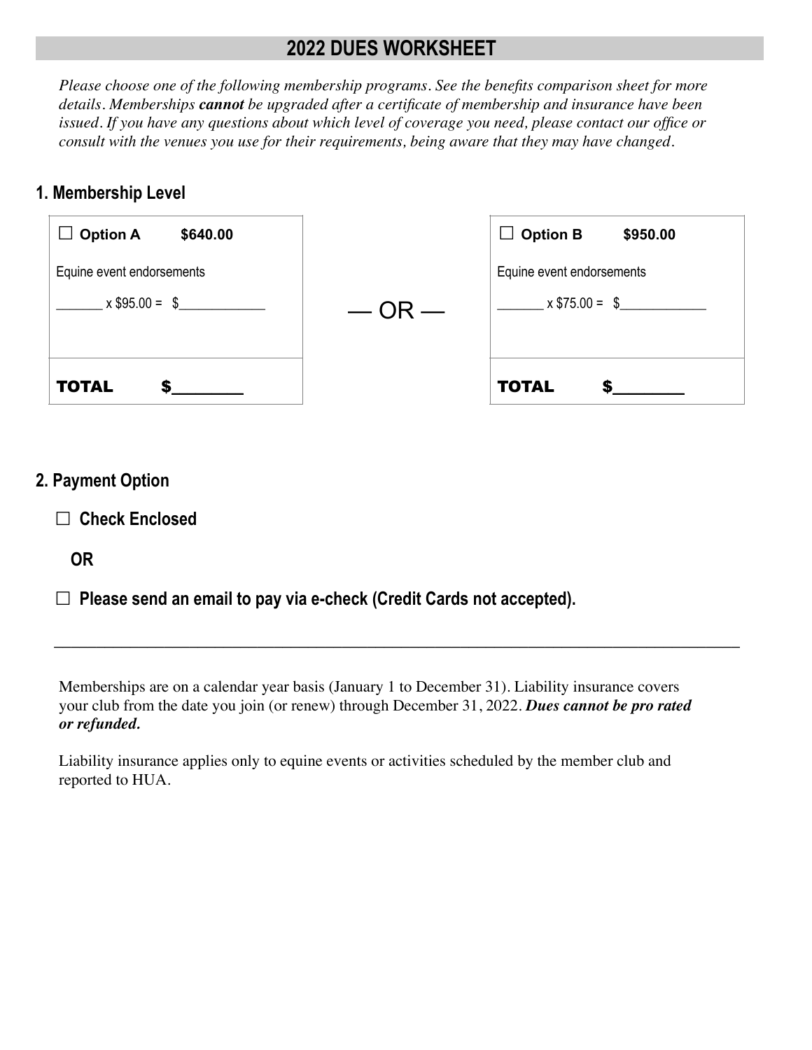# 2022 DUES WORKSHEET

*Please choose one of the following membership programs. See the benefits comparison sheet for more details. Memberships* ***cannot*** *be upgraded after a certificate of membership and insurance have been issued. If you have any questions about which level of coverage you need, please contact our office or consult with the venues you use for their requirements, being aware that they may have changed.*

## 1. Membership Level

| ☐ **Option A** **$640.00** | | ☐ **Option B** **$950.00** |
|---|---|---|
| Equine event endorsements<br>_______ x $95.00 = $_____________ | — OR — | Equine event endorsements<br>_______ x $75.00 = $_____________ |
| **TOTAL** **$________** | | **TOTAL** **$________** |

## 2. Payment Option

☐ **Check Enclosed**

**OR**

☐ **Please send an email to pay via e-check (Credit Cards not accepted).**

---

Memberships are on a calendar year basis (January 1 to December 31). Liability insurance covers your club from the date you join (or renew) through December 31, 2022. ***Dues cannot be pro rated or refunded.***

Liability insurance applies only to equine events or activities scheduled by the member club and reported to HUA.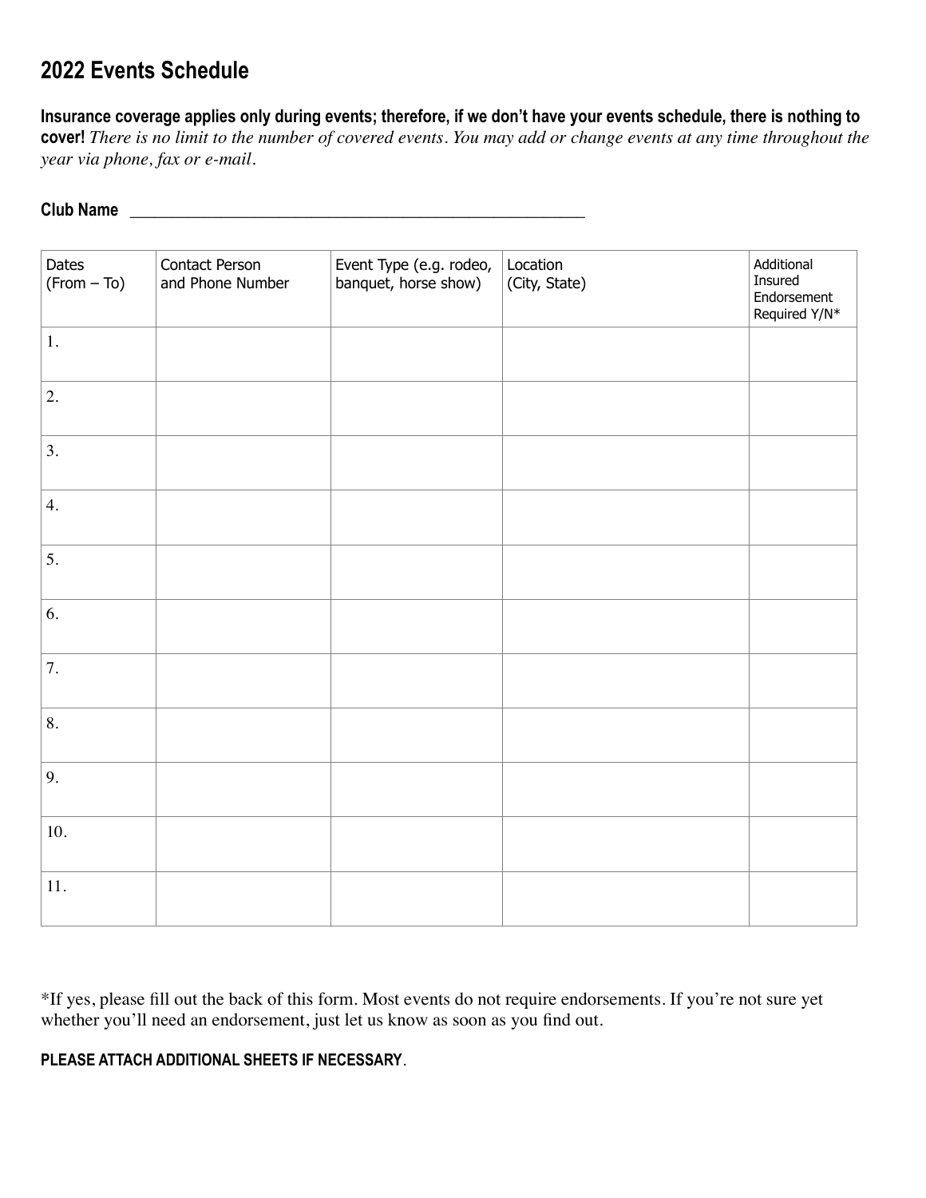## 2022 Events Schedule

**Insurance coverage applies only during events; therefore, if we don't have your events schedule, there is nothing to cover!** *There is no limit to the number of covered events. You may add or change events at any time throughout the year via phone, fax or e-mail.*

**Club Name** ______________________________________________________

| Dates (From – To) | Contact Person and Phone Number | Event Type (e.g. rodeo, banquet, horse show) | Location (City, State) | Additional Insured Endorsement Required Y/N* |
|---|---|---|---|---|
| 1. | | | | |
| 2. | | | | |
| 3. | | | | |
| 4. | | | | |
| 5. | | | | |
| 6. | | | | |
| 7. | | | | |
| 8. | | | | |
| 9. | | | | |
| 10. | | | | |
| 11. | | | | |

*If yes, please fill out the back of this form. Most events do not require endorsements. If you're not sure yet whether you'll need an endorsement, just let us know as soon as you find out.

**PLEASE ATTACH ADDITIONAL SHEETS IF NECESSARY**.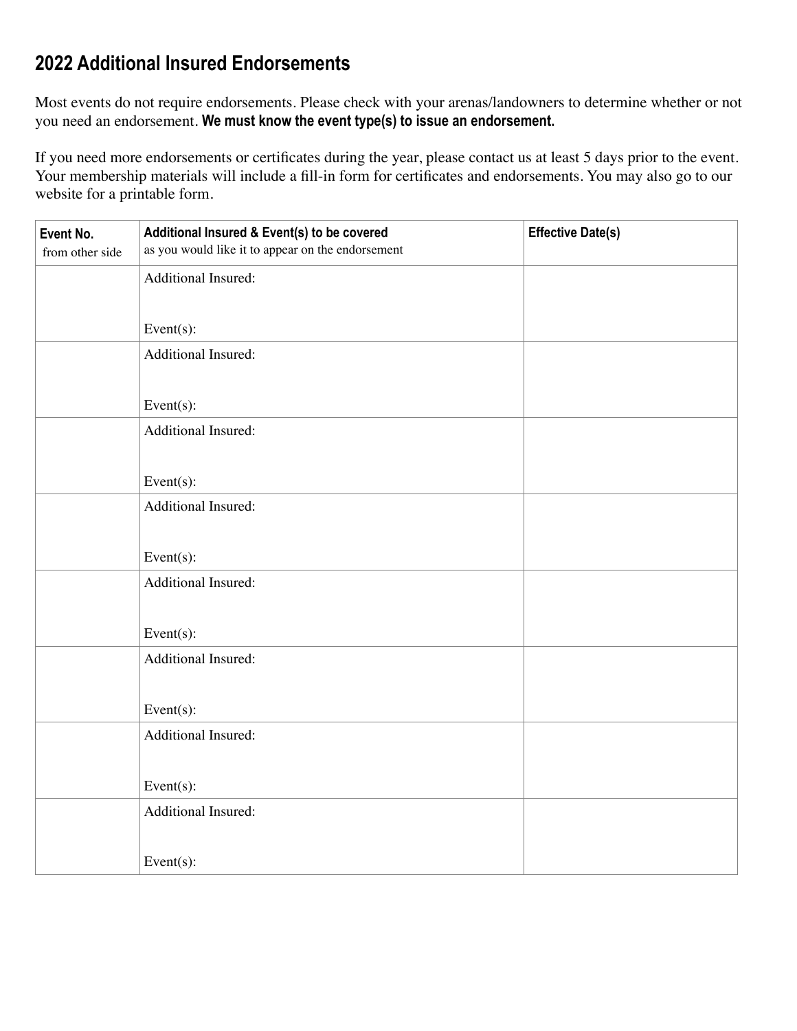## 2022 Additional Insured Endorsements

Most events do not require endorsements. Please check with your arenas/landowners to determine whether or not you need an endorsement. **We must know the event type(s) to issue an endorsement.**

If you need more endorsements or certificates during the year, please contact us at least 5 days prior to the event. Your membership materials will include a fill-in form for certificates and endorsements. You may also go to our website for a printable form.

| **Event No.** from other side | **Additional Insured & Event(s) to be covered** as you would like it to appear on the endorsement | **Effective Date(s)** |
|---|---|---|
| | Additional Insured: <br><br> Event(s): | |
| | Additional Insured: <br><br> Event(s): | |
| | Additional Insured: <br><br> Event(s): | |
| | Additional Insured: <br><br> Event(s): | |
| | Additional Insured: <br><br> Event(s): | |
| | Additional Insured: <br><br> Event(s): | |
| | Additional Insured: <br><br> Event(s): | |
| | Additional Insured: <br><br> Event(s): | |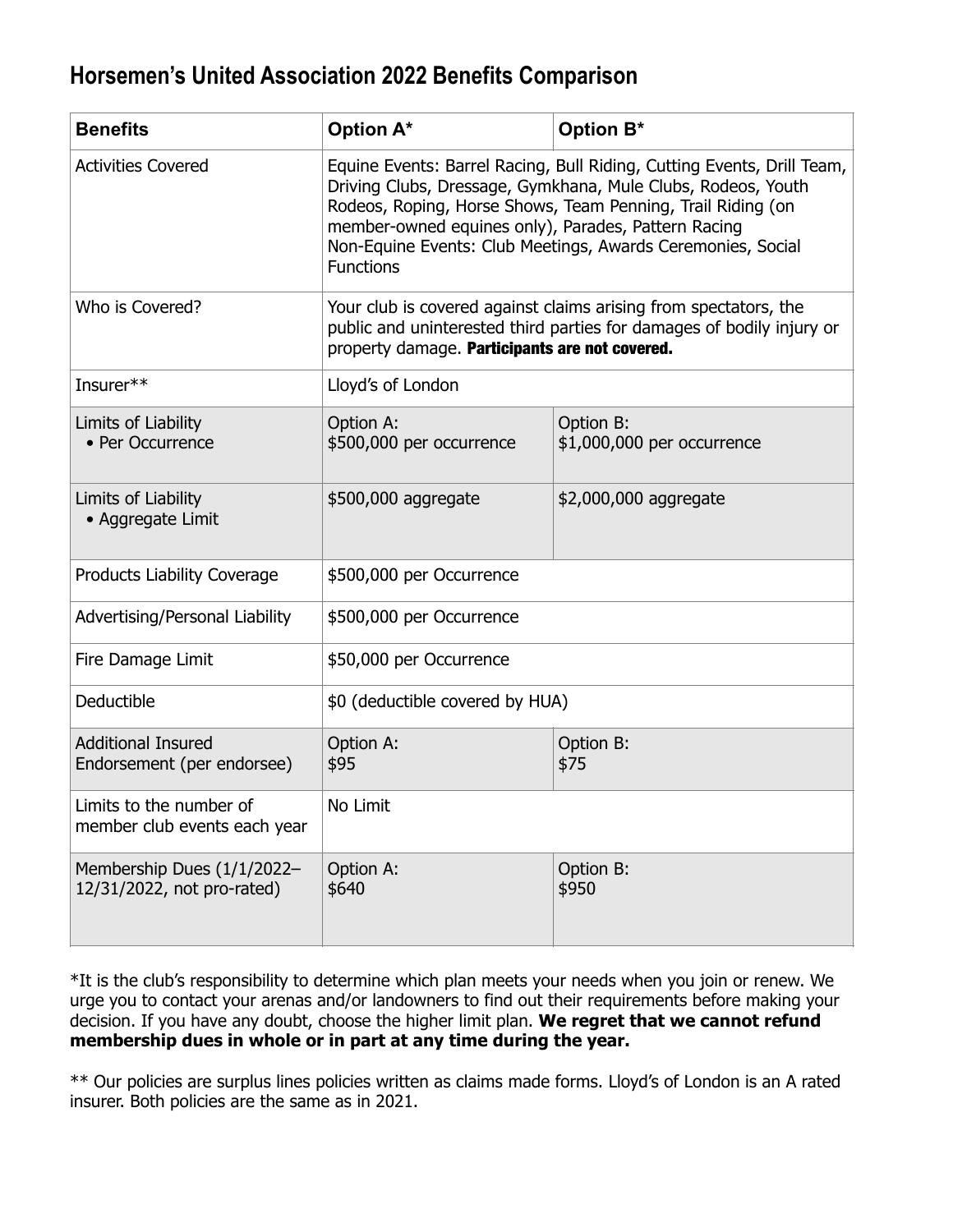## Horsemen's United Association 2022 Benefits Comparison

| Benefits | Option A* | Option B* |
|---|---|---|
| Activities Covered | Equine Events: Barrel Racing, Bull Riding, Cutting Events, Drill Team, Driving Clubs, Dressage, Gymkhana, Mule Clubs, Rodeos, Youth Rodeos, Roping, Horse Shows, Team Penning, Trail Riding (on member-owned equines only), Parades, Pattern Racing<br>Non-Equine Events: Club Meetings, Awards Ceremonies, Social Functions | |
| Who is Covered? | Your club is covered against claims arising from spectators, the public and uninterested third parties for damages of bodily injury or property damage. **Participants are not covered.** | |
| Insurer** | Lloyd's of London | |
| Limits of Liability<br>• Per Occurrence | Option A:<br>$500,000 per occurrence | Option B:<br>$1,000,000 per occurrence |
| Limits of Liability<br>• Aggregate Limit | $500,000 aggregate | $2,000,000 aggregate |
| Products Liability Coverage | $500,000 per Occurrence | |
| Advertising/Personal Liability | $500,000 per Occurrence | |
| Fire Damage Limit | $50,000 per Occurrence | |
| Deductible | $0 (deductible covered by HUA) | |
| Additional Insured Endorsement (per endorsee) | Option A:<br>$95 | Option B:<br>$75 |
| Limits to the number of member club events each year | No Limit | |
| Membership Dues (1/1/2022–12/31/2022, not pro-rated) | Option A:<br>$640 | Option B:<br>$950 |

*It is the club's responsibility to determine which plan meets your needs when you join or renew. We urge you to contact your arenas and/or landowners to find out their requirements before making your decision. If you have any doubt, choose the higher limit plan. **We regret that we cannot refund membership dues in whole or in part at any time during the year.**

** Our policies are surplus lines policies written as claims made forms. Lloyd's of London is an A rated insurer. Both policies are the same as in 2021.